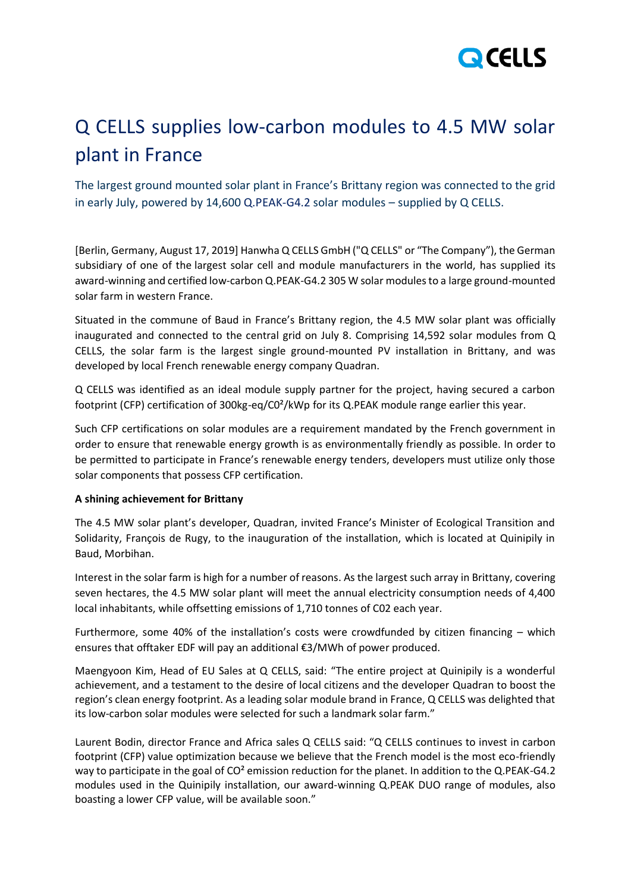# Q CELLS supplies low-carbon modules to 4.5 MW solar plant in France

The largest ground mounted solar plant in France's Brittany region was connected to the grid in early July, powered by 14,600 Q.PEAK-G4.2 solar modules – supplied by Q CELLS.

[Berlin, Germany, August 17, 2019] Hanwha Q CELLS GmbH ("Q CELLS" or "The Company"), the German subsidiary of one of the largest solar cell and module manufacturers in the world, has supplied its award-winning and certified low-carbon Q.PEAK-G4.2 305 W solar modules to a large ground-mounted solar farm in western France.

Situated in the commune of Baud in France's Brittany region, the 4.5 MW solar plant was officially inaugurated and connected to the central grid on July 8. Comprising 14,592 solar modules from Q CELLS, the solar farm is the largest single ground-mounted PV installation in Brittany, and was developed by local French renewable energy company Quadran.

Q CELLS was identified as an ideal module supply partner for the project, having secured a carbon footprint (CFP) certification of 300kg-eq/$C0^2$/kWp for its Q.PEAK module range earlier this year.

Such CFP certifications on solar modules are a requirement mandated by the French government in order to ensure that renewable energy growth is as environmentally friendly as possible. In order to be permitted to participate in France's renewable energy tenders, developers must utilize only those solar components that possess CFP certification.

**A shining achievement for Brittany**

The 4.5 MW solar plant's developer, Quadran, invited France's Minister of Ecological Transition and Solidarity, François de Rugy, to the inauguration of the installation, which is located at Quinipily in Baud, Morbihan.

Interest in the solar farm is high for a number of reasons. As the largest such array in Brittany, covering seven hectares, the 4.5 MW solar plant will meet the annual electricity consumption needs of 4,400 local inhabitants, while offsetting emissions of 1,710 tonnes of C02 each year.

Furthermore, some 40% of the installation's costs were crowdfunded by citizen financing – which ensures that offtaker EDF will pay an additional €3/MWh of power produced.

Maengyoon Kim, Head of EU Sales at Q CELLS, said: "The entire project at Quinipily is a wonderful achievement, and a testament to the desire of local citizens and the developer Quadran to boost the region's clean energy footprint. As a leading solar module brand in France, Q CELLS was delighted that its low-carbon solar modules were selected for such a landmark solar farm."

Laurent Bodin, director France and Africa sales Q CELLS said: "Q CELLS continues to invest in carbon footprint (CFP) value optimization because we believe that the French model is the most eco-friendly way to participate in the goal of $CO^2$ emission reduction for the planet. In addition to the Q.PEAK-G4.2 modules used in the Quinipily installation, our award-winning Q.PEAK DUO range of modules, also boasting a lower CFP value, will be available soon."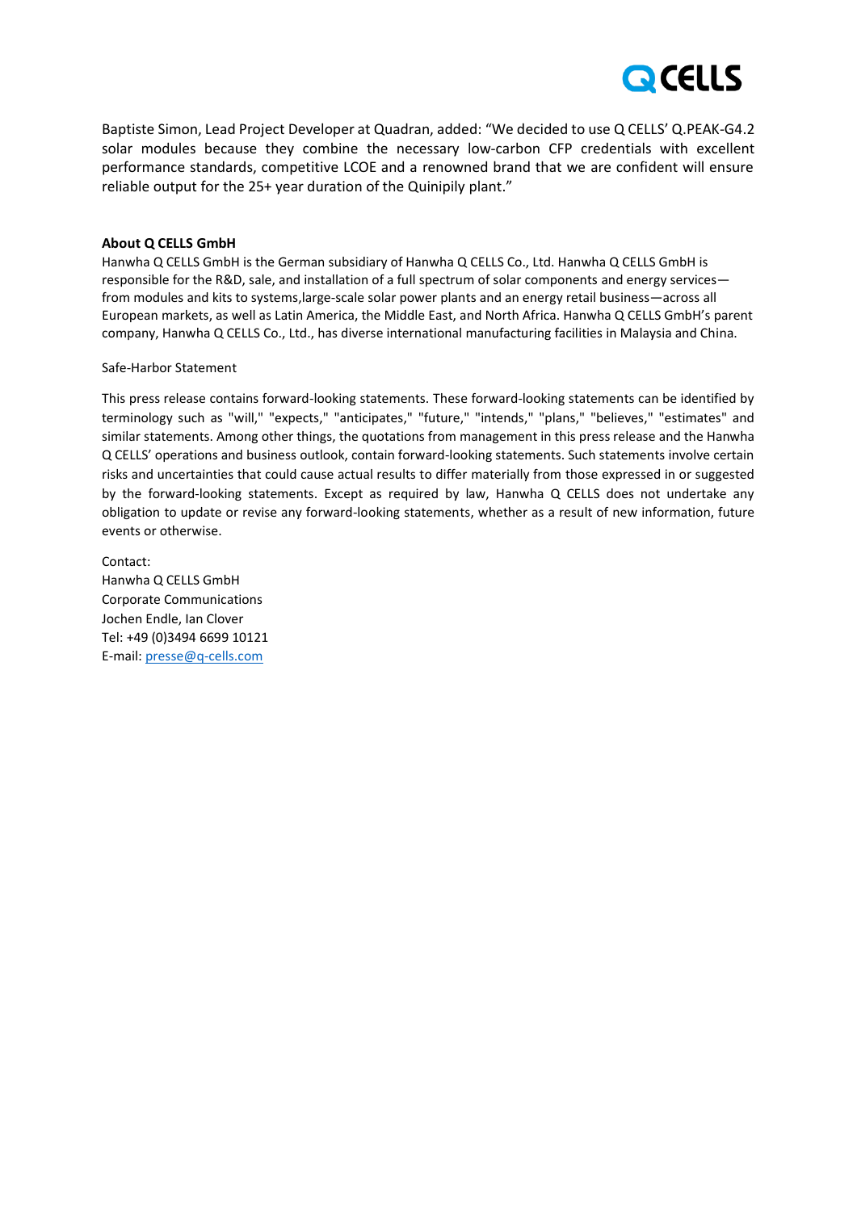Baptiste Simon, Lead Project Developer at Quadran, added: "We decided to use Q CELLS' Q.PEAK-G4.2 solar modules because they combine the necessary low-carbon CFP credentials with excellent performance standards, competitive LCOE and a renowned brand that we are confident will ensure reliable output for the 25+ year duration of the Quinipily plant."

**About Q CELLS GmbH**

Hanwha Q CELLS GmbH is the German subsidiary of Hanwha Q CELLS Co., Ltd. Hanwha Q CELLS GmbH is responsible for the R&D, sale, and installation of a full spectrum of solar components and energy services—from modules and kits to systems,large-scale solar power plants and an energy retail business—across all European markets, as well as Latin America, the Middle East, and North Africa. Hanwha Q CELLS GmbH's parent company, Hanwha Q CELLS Co., Ltd., has diverse international manufacturing facilities in Malaysia and China.

Safe-Harbor Statement

This press release contains forward-looking statements. These forward-looking statements can be identified by terminology such as "will," "expects," "anticipates," "future," "intends," "plans," "believes," "estimates" and similar statements. Among other things, the quotations from management in this press release and the Hanwha Q CELLS' operations and business outlook, contain forward-looking statements. Such statements involve certain risks and uncertainties that could cause actual results to differ materially from those expressed in or suggested by the forward-looking statements. Except as required by law, Hanwha Q CELLS does not undertake any obligation to update or revise any forward-looking statements, whether as a result of new information, future events or otherwise.

Contact:
Hanwha Q CELLS GmbH
Corporate Communications
Jochen Endle, Ian Clover
Tel: +49 (0)3494 6699 10121
E-mail: presse@q-cells.com